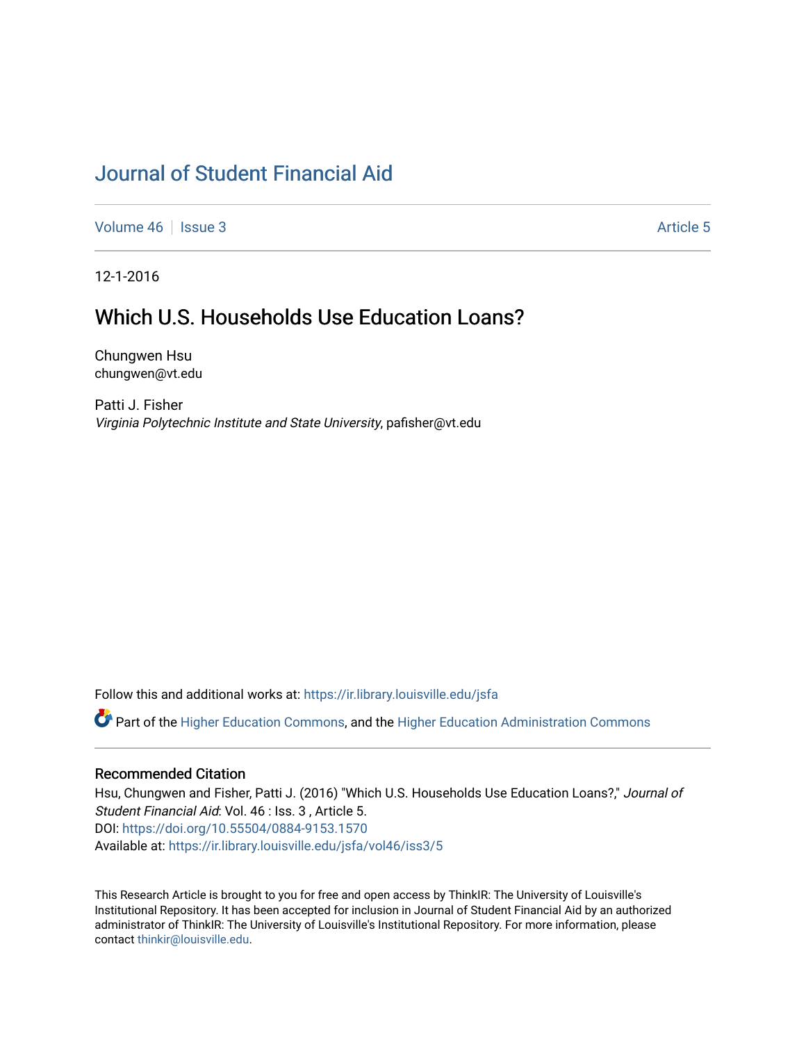# Journal of Student Financial Aid

Volume 46 | Issue 3 | Article 5

12-1-2016

## Which U.S. Households Use Education Loans?

Chungwen Hsu
chungwen@vt.edu

Patti J. Fisher
*Virginia Polytechnic Institute and State University*, pafisher@vt.edu

Follow this and additional works at: https://ir.library.louisville.edu/jsfa

Part of the Higher Education Commons, and the Higher Education Administration Commons

### Recommended Citation

Hsu, Chungwen and Fisher, Patti J. (2016) "Which U.S. Households Use Education Loans?," *Journal of Student Financial Aid*: Vol. 46 : Iss. 3 , Article 5.
DOI: https://doi.org/10.55504/0884-9153.1570
Available at: https://ir.library.louisville.edu/jsfa/vol46/iss3/5

This Research Article is brought to you for free and open access by ThinkIR: The University of Louisville's Institutional Repository. It has been accepted for inclusion in Journal of Student Financial Aid by an authorized administrator of ThinkIR: The University of Louisville's Institutional Repository. For more information, please contact thinkir@louisville.edu.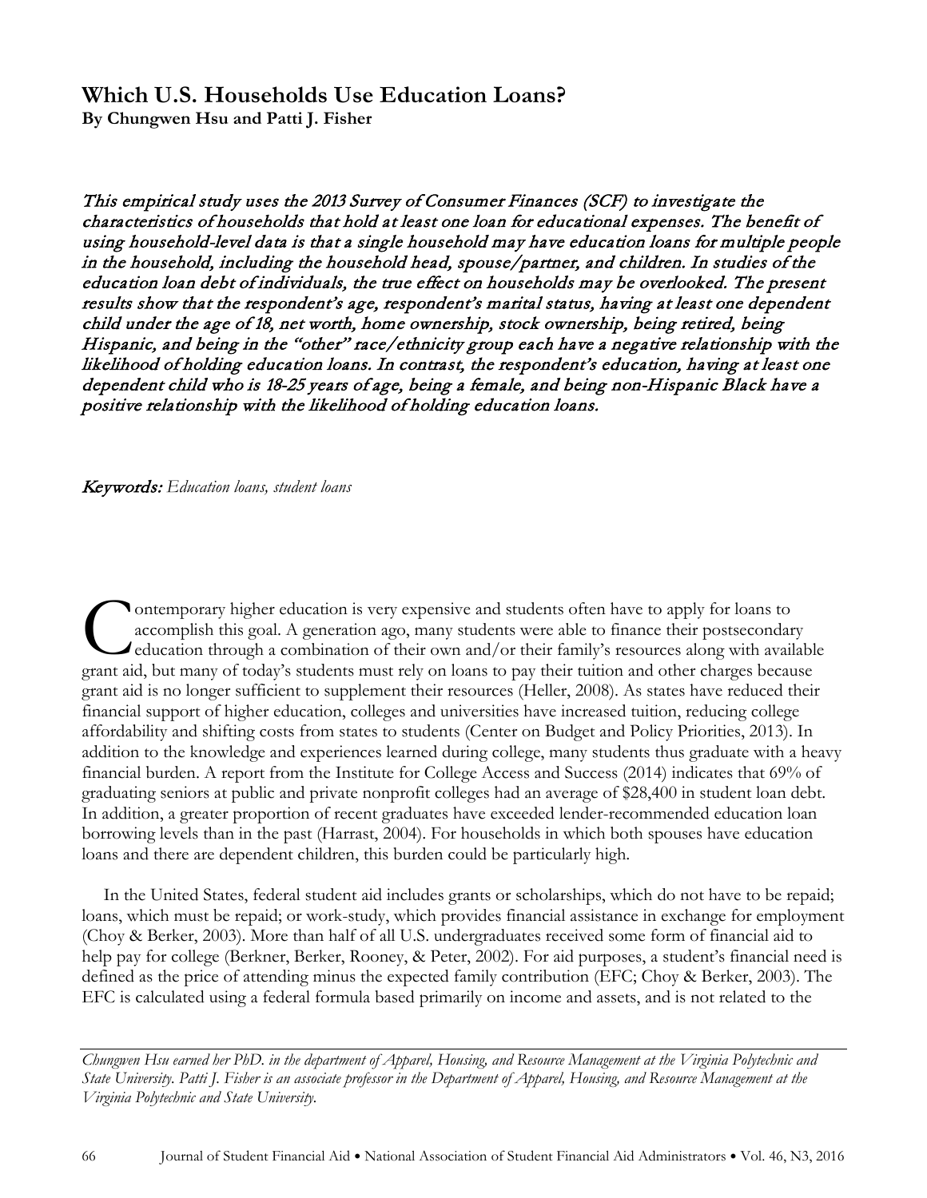# Which U.S. Households Use Education Loans?

**By Chungwen Hsu and Patti J. Fisher**

*This empirical study uses the 2013 Survey of Consumer Finances (SCF) to investigate the characteristics of households that hold at least one loan for educational expenses. The benefit of using household-level data is that a single household may have education loans for multiple people in the household, including the household head, spouse/partner, and children. In studies of the education loan debt of individuals, the true effect on households may be overlooked. The present results show that the respondent's age, respondent's marital status, having at least one dependent child under the age of 18, net worth, home ownership, stock ownership, being retired, being Hispanic, and being in the "other" race/ethnicity group each have a negative relationship with the likelihood of holding education loans. In contrast, the respondent's education, having at least one dependent child who is 18-25 years of age, being a female, and being non-Hispanic Black have a positive relationship with the likelihood of holding education loans.*

*Keywords: Education loans, student loans*

Contemporary higher education is very expensive and students often have to apply for loans to accomplish this goal. A generation ago, many students were able to finance their postsecondary education through a combination of their own and/or their family's resources along with available grant aid, but many of today's students must rely on loans to pay their tuition and other charges because grant aid is no longer sufficient to supplement their resources (Heller, 2008). As states have reduced their financial support of higher education, colleges and universities have increased tuition, reducing college affordability and shifting costs from states to students (Center on Budget and Policy Priorities, 2013). In addition to the knowledge and experiences learned during college, many students thus graduate with a heavy financial burden. A report from the Institute for College Access and Success (2014) indicates that 69% of graduating seniors at public and private nonprofit colleges had an average of $28,400 in student loan debt. In addition, a greater proportion of recent graduates have exceeded lender-recommended education loan borrowing levels than in the past (Harrast, 2004). For households in which both spouses have education loans and there are dependent children, this burden could be particularly high.

In the United States, federal student aid includes grants or scholarships, which do not have to be repaid; loans, which must be repaid; or work-study, which provides financial assistance in exchange for employment (Choy & Berker, 2003). More than half of all U.S. undergraduates received some form of financial aid to help pay for college (Berkner, Berker, Rooney, & Peter, 2002). For aid purposes, a student's financial need is defined as the price of attending minus the expected family contribution (EFC; Choy & Berker, 2003). The EFC is calculated using a federal formula based primarily on income and assets, and is not related to the

*Chungwen Hsu earned her PhD. in the department of Apparel, Housing, and Resource Management at the Virginia Polytechnic and State University. Patti J. Fisher is an associate professor in the Department of Apparel, Housing, and Resource Management at the Virginia Polytechnic and State University.*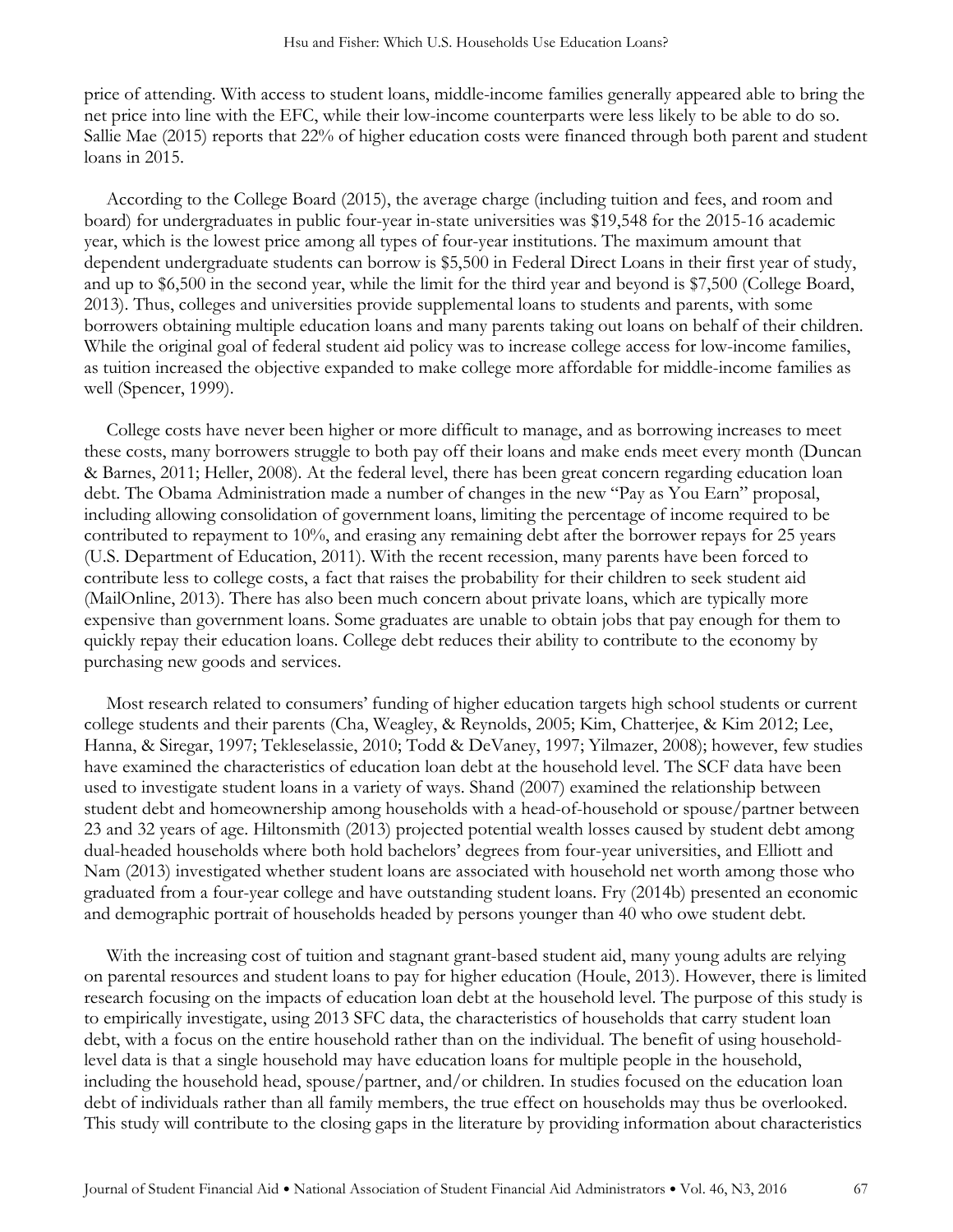price of attending. With access to student loans, middle-income families generally appeared able to bring the net price into line with the EFC, while their low-income counterparts were less likely to be able to do so. Sallie Mae (2015) reports that 22% of higher education costs were financed through both parent and student loans in 2015.

According to the College Board (2015), the average charge (including tuition and fees, and room and board) for undergraduates in public four-year in-state universities was $19,548 for the 2015-16 academic year, which is the lowest price among all types of four-year institutions. The maximum amount that dependent undergraduate students can borrow is $5,500 in Federal Direct Loans in their first year of study, and up to $6,500 in the second year, while the limit for the third year and beyond is $7,500 (College Board, 2013). Thus, colleges and universities provide supplemental loans to students and parents, with some borrowers obtaining multiple education loans and many parents taking out loans on behalf of their children. While the original goal of federal student aid policy was to increase college access for low-income families, as tuition increased the objective expanded to make college more affordable for middle-income families as well (Spencer, 1999).

College costs have never been higher or more difficult to manage, and as borrowing increases to meet these costs, many borrowers struggle to both pay off their loans and make ends meet every month (Duncan & Barnes, 2011; Heller, 2008). At the federal level, there has been great concern regarding education loan debt. The Obama Administration made a number of changes in the new "Pay as You Earn" proposal, including allowing consolidation of government loans, limiting the percentage of income required to be contributed to repayment to 10%, and erasing any remaining debt after the borrower repays for 25 years (U.S. Department of Education, 2011). With the recent recession, many parents have been forced to contribute less to college costs, a fact that raises the probability for their children to seek student aid (MailOnline, 2013). There has also been much concern about private loans, which are typically more expensive than government loans. Some graduates are unable to obtain jobs that pay enough for them to quickly repay their education loans. College debt reduces their ability to contribute to the economy by purchasing new goods and services.

Most research related to consumers' funding of higher education targets high school students or current college students and their parents (Cha, Weagley, & Reynolds, 2005; Kim, Chatterjee, & Kim 2012; Lee, Hanna, & Siregar, 1997; Tekleselassie, 2010; Todd & DeVaney, 1997; Yilmazer, 2008); however, few studies have examined the characteristics of education loan debt at the household level. The SCF data have been used to investigate student loans in a variety of ways. Shand (2007) examined the relationship between student debt and homeownership among households with a head-of-household or spouse/partner between 23 and 32 years of age. Hiltonsmith (2013) projected potential wealth losses caused by student debt among dual-headed households where both hold bachelors' degrees from four-year universities, and Elliott and Nam (2013) investigated whether student loans are associated with household net worth among those who graduated from a four-year college and have outstanding student loans. Fry (2014b) presented an economic and demographic portrait of households headed by persons younger than 40 who owe student debt.

With the increasing cost of tuition and stagnant grant-based student aid, many young adults are relying on parental resources and student loans to pay for higher education (Houle, 2013). However, there is limited research focusing on the impacts of education loan debt at the household level. The purpose of this study is to empirically investigate, using 2013 SFC data, the characteristics of households that carry student loan debt, with a focus on the entire household rather than on the individual. The benefit of using household-level data is that a single household may have education loans for multiple people in the household, including the household head, spouse/partner, and/or children. In studies focused on the education loan debt of individuals rather than all family members, the true effect on households may thus be overlooked. This study will contribute to the closing gaps in the literature by providing information about characteristics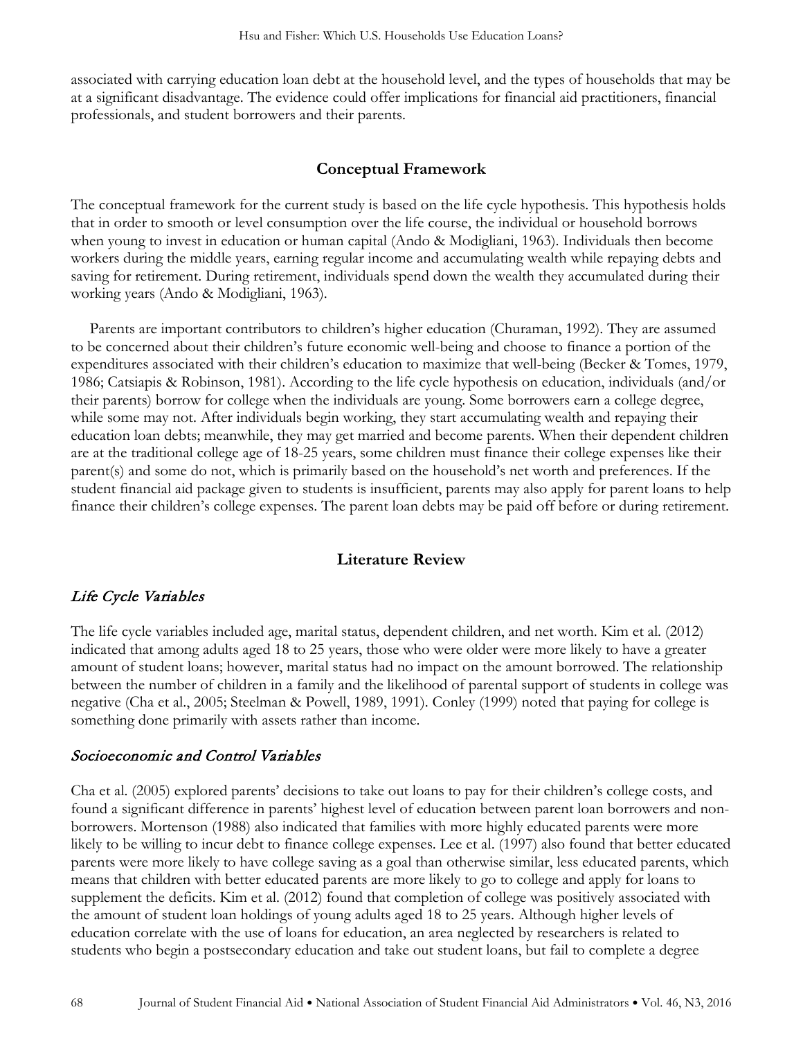associated with carrying education loan debt at the household level, and the types of households that may be at a significant disadvantage. The evidence could offer implications for financial aid practitioners, financial professionals, and student borrowers and their parents.

## Conceptual Framework

The conceptual framework for the current study is based on the life cycle hypothesis. This hypothesis holds that in order to smooth or level consumption over the life course, the individual or household borrows when young to invest in education or human capital (Ando & Modigliani, 1963). Individuals then become workers during the middle years, earning regular income and accumulating wealth while repaying debts and saving for retirement. During retirement, individuals spend down the wealth they accumulated during their working years (Ando & Modigliani, 1963).

Parents are important contributors to children's higher education (Churaman, 1992). They are assumed to be concerned about their children's future economic well-being and choose to finance a portion of the expenditures associated with their children's education to maximize that well-being (Becker & Tomes, 1979, 1986; Catsiapis & Robinson, 1981). According to the life cycle hypothesis on education, individuals (and/or their parents) borrow for college when the individuals are young. Some borrowers earn a college degree, while some may not. After individuals begin working, they start accumulating wealth and repaying their education loan debts; meanwhile, they may get married and become parents. When their dependent children are at the traditional college age of 18-25 years, some children must finance their college expenses like their parent(s) and some do not, which is primarily based on the household's net worth and preferences. If the student financial aid package given to students is insufficient, parents may also apply for parent loans to help finance their children's college expenses. The parent loan debts may be paid off before or during retirement.

## Literature Review

### *Life Cycle Variables*

The life cycle variables included age, marital status, dependent children, and net worth. Kim et al. (2012) indicated that among adults aged 18 to 25 years, those who were older were more likely to have a greater amount of student loans; however, marital status had no impact on the amount borrowed. The relationship between the number of children in a family and the likelihood of parental support of students in college was negative (Cha et al., 2005; Steelman & Powell, 1989, 1991). Conley (1999) noted that paying for college is something done primarily with assets rather than income.

### *Socioeconomic and Control Variables*

Cha et al. (2005) explored parents' decisions to take out loans to pay for their children's college costs, and found a significant difference in parents' highest level of education between parent loan borrowers and non-borrowers. Mortenson (1988) also indicated that families with more highly educated parents were more likely to be willing to incur debt to finance college expenses. Lee et al. (1997) also found that better educated parents were more likely to have college saving as a goal than otherwise similar, less educated parents, which means that children with better educated parents are more likely to go to college and apply for loans to supplement the deficits. Kim et al. (2012) found that completion of college was positively associated with the amount of student loan holdings of young adults aged 18 to 25 years. Although higher levels of education correlate with the use of loans for education, an area neglected by researchers is related to students who begin a postsecondary education and take out student loans, but fail to complete a degree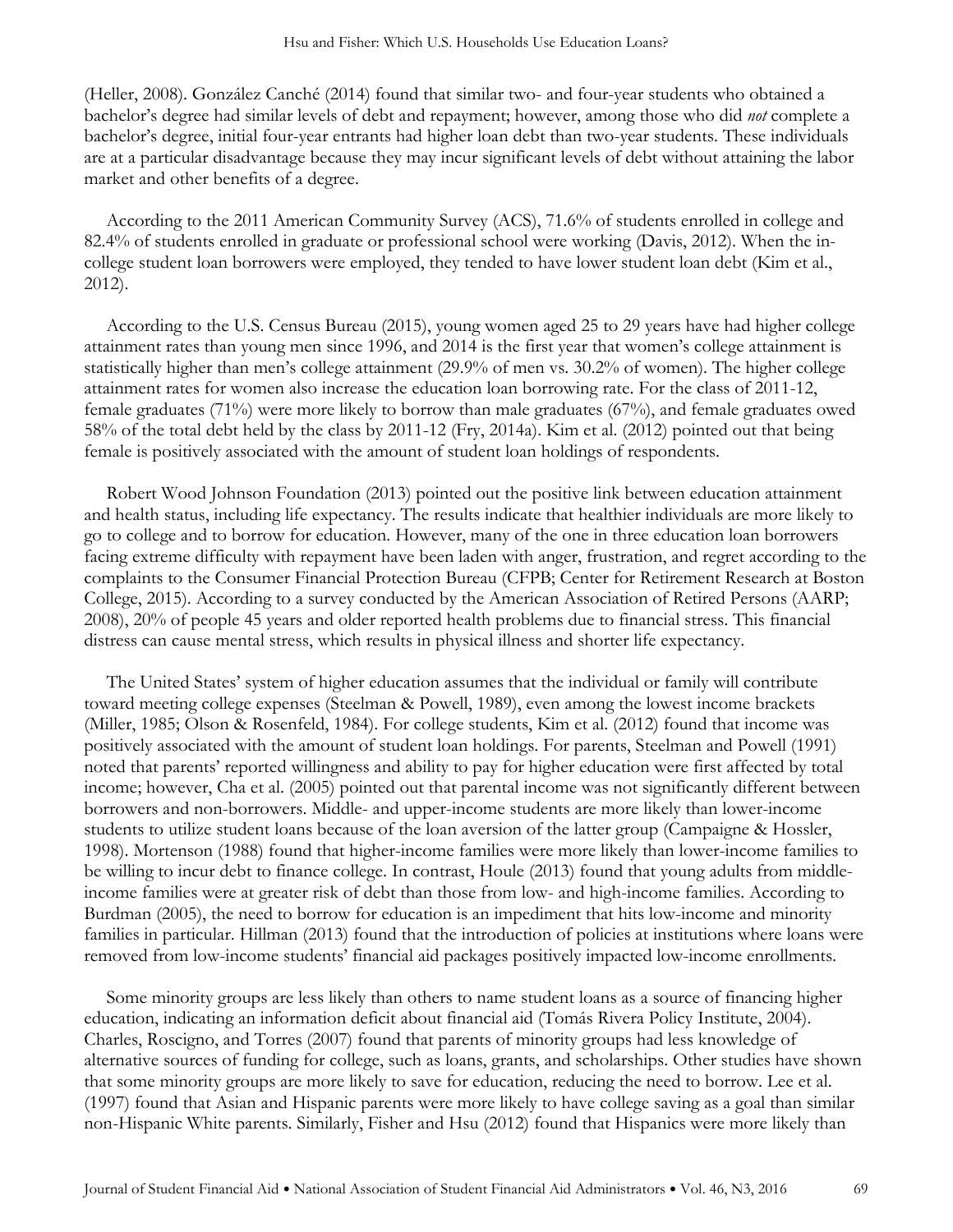(Heller, 2008). González Canché (2014) found that similar two- and four-year students who obtained a bachelor's degree had similar levels of debt and repayment; however, among those who did *not* complete a bachelor's degree, initial four-year entrants had higher loan debt than two-year students. These individuals are at a particular disadvantage because they may incur significant levels of debt without attaining the labor market and other benefits of a degree.

According to the 2011 American Community Survey (ACS), 71.6% of students enrolled in college and 82.4% of students enrolled in graduate or professional school were working (Davis, 2012). When the in-college student loan borrowers were employed, they tended to have lower student loan debt (Kim et al., 2012).

According to the U.S. Census Bureau (2015), young women aged 25 to 29 years have had higher college attainment rates than young men since 1996, and 2014 is the first year that women's college attainment is statistically higher than men's college attainment (29.9% of men vs. 30.2% of women). The higher college attainment rates for women also increase the education loan borrowing rate. For the class of 2011-12, female graduates (71%) were more likely to borrow than male graduates (67%), and female graduates owed 58% of the total debt held by the class by 2011-12 (Fry, 2014a). Kim et al. (2012) pointed out that being female is positively associated with the amount of student loan holdings of respondents.

Robert Wood Johnson Foundation (2013) pointed out the positive link between education attainment and health status, including life expectancy. The results indicate that healthier individuals are more likely to go to college and to borrow for education. However, many of the one in three education loan borrowers facing extreme difficulty with repayment have been laden with anger, frustration, and regret according to the complaints to the Consumer Financial Protection Bureau (CFPB; Center for Retirement Research at Boston College, 2015). According to a survey conducted by the American Association of Retired Persons (AARP; 2008), 20% of people 45 years and older reported health problems due to financial stress. This financial distress can cause mental stress, which results in physical illness and shorter life expectancy.

The United States' system of higher education assumes that the individual or family will contribute toward meeting college expenses (Steelman & Powell, 1989), even among the lowest income brackets (Miller, 1985; Olson & Rosenfeld, 1984). For college students, Kim et al. (2012) found that income was positively associated with the amount of student loan holdings. For parents, Steelman and Powell (1991) noted that parents' reported willingness and ability to pay for higher education were first affected by total income; however, Cha et al. (2005) pointed out that parental income was not significantly different between borrowers and non-borrowers. Middle- and upper-income students are more likely than lower-income students to utilize student loans because of the loan aversion of the latter group (Campaigne & Hossler, 1998). Mortenson (1988) found that higher-income families were more likely than lower-income families to be willing to incur debt to finance college. In contrast, Houle (2013) found that young adults from middle-income families were at greater risk of debt than those from low- and high-income families. According to Burdman (2005), the need to borrow for education is an impediment that hits low-income and minority families in particular. Hillman (2013) found that the introduction of policies at institutions where loans were removed from low-income students' financial aid packages positively impacted low-income enrollments.

Some minority groups are less likely than others to name student loans as a source of financing higher education, indicating an information deficit about financial aid (Tomás Rivera Policy Institute, 2004). Charles, Roscigno, and Torres (2007) found that parents of minority groups had less knowledge of alternative sources of funding for college, such as loans, grants, and scholarships. Other studies have shown that some minority groups are more likely to save for education, reducing the need to borrow. Lee et al. (1997) found that Asian and Hispanic parents were more likely to have college saving as a goal than similar non-Hispanic White parents. Similarly, Fisher and Hsu (2012) found that Hispanics were more likely than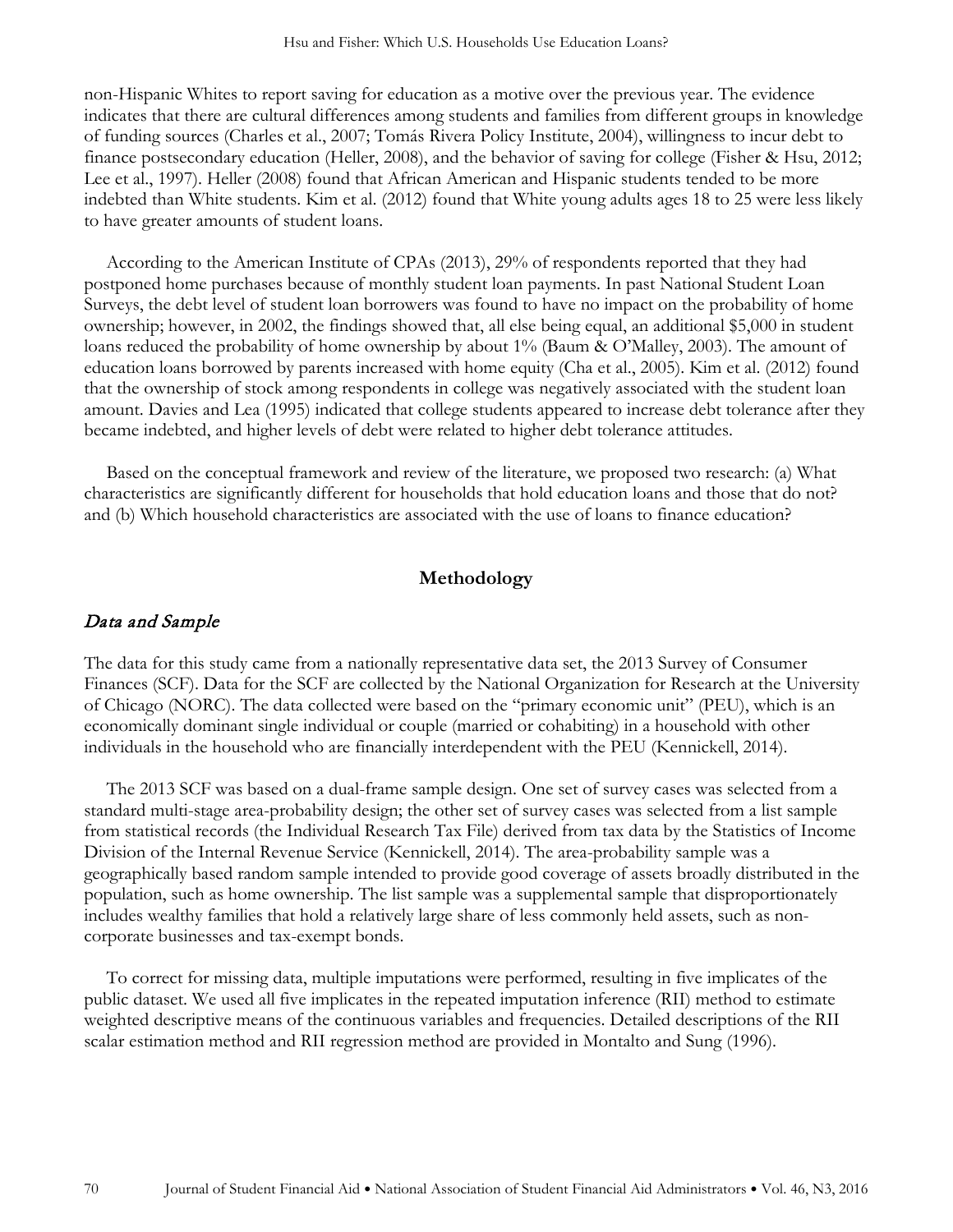non-Hispanic Whites to report saving for education as a motive over the previous year. The evidence indicates that there are cultural differences among students and families from different groups in knowledge of funding sources (Charles et al., 2007; Tomás Rivera Policy Institute, 2004), willingness to incur debt to finance postsecondary education (Heller, 2008), and the behavior of saving for college (Fisher & Hsu, 2012; Lee et al., 1997). Heller (2008) found that African American and Hispanic students tended to be more indebted than White students. Kim et al. (2012) found that White young adults ages 18 to 25 were less likely to have greater amounts of student loans.

According to the American Institute of CPAs (2013), 29% of respondents reported that they had postponed home purchases because of monthly student loan payments. In past National Student Loan Surveys, the debt level of student loan borrowers was found to have no impact on the probability of home ownership; however, in 2002, the findings showed that, all else being equal, an additional $5,000 in student loans reduced the probability of home ownership by about 1% (Baum & O'Malley, 2003). The amount of education loans borrowed by parents increased with home equity (Cha et al., 2005). Kim et al. (2012) found that the ownership of stock among respondents in college was negatively associated with the student loan amount. Davies and Lea (1995) indicated that college students appeared to increase debt tolerance after they became indebted, and higher levels of debt were related to higher debt tolerance attitudes.

Based on the conceptual framework and review of the literature, we proposed two research: (a) What characteristics are significantly different for households that hold education loans and those that do not? and (b) Which household characteristics are associated with the use of loans to finance education?

## Methodology

### *Data and Sample*

The data for this study came from a nationally representative data set, the 2013 Survey of Consumer Finances (SCF). Data for the SCF are collected by the National Organization for Research at the University of Chicago (NORC). The data collected were based on the "primary economic unit" (PEU), which is an economically dominant single individual or couple (married or cohabiting) in a household with other individuals in the household who are financially interdependent with the PEU (Kennickell, 2014).

The 2013 SCF was based on a dual-frame sample design. One set of survey cases was selected from a standard multi-stage area-probability design; the other set of survey cases was selected from a list sample from statistical records (the Individual Research Tax File) derived from tax data by the Statistics of Income Division of the Internal Revenue Service (Kennickell, 2014). The area-probability sample was a geographically based random sample intended to provide good coverage of assets broadly distributed in the population, such as home ownership. The list sample was a supplemental sample that disproportionately includes wealthy families that hold a relatively large share of less commonly held assets, such as non-corporate businesses and tax-exempt bonds.

To correct for missing data, multiple imputations were performed, resulting in five implicates of the public dataset. We used all five implicates in the repeated imputation inference (RII) method to estimate weighted descriptive means of the continuous variables and frequencies. Detailed descriptions of the RII scalar estimation method and RII regression method are provided in Montalto and Sung (1996).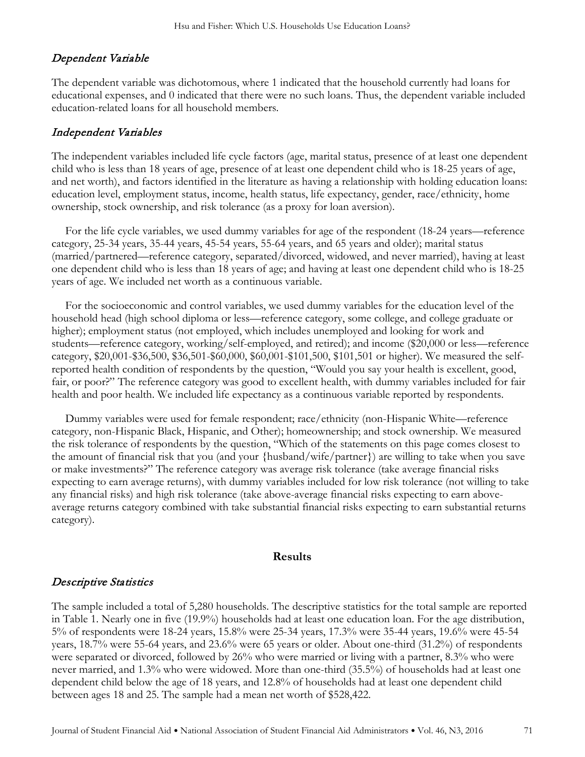### *Dependent Variable*

The dependent variable was dichotomous, where 1 indicated that the household currently had loans for educational expenses, and 0 indicated that there were no such loans. Thus, the dependent variable included education-related loans for all household members.

### *Independent Variables*

The independent variables included life cycle factors (age, marital status, presence of at least one dependent child who is less than 18 years of age, presence of at least one dependent child who is 18-25 years of age, and net worth), and factors identified in the literature as having a relationship with holding education loans: education level, employment status, income, health status, life expectancy, gender, race/ethnicity, home ownership, stock ownership, and risk tolerance (as a proxy for loan aversion).

For the life cycle variables, we used dummy variables for age of the respondent (18-24 years—reference category, 25-34 years, 35-44 years, 45-54 years, 55-64 years, and 65 years and older); marital status (married/partnered—reference category, separated/divorced, widowed, and never married), having at least one dependent child who is less than 18 years of age; and having at least one dependent child who is 18-25 years of age. We included net worth as a continuous variable.

For the socioeconomic and control variables, we used dummy variables for the education level of the household head (high school diploma or less—reference category, some college, and college graduate or higher); employment status (not employed, which includes unemployed and looking for work and students—reference category, working/self-employed, and retired); and income ($20,000 or less—reference category, $20,001-$36,500, $36,501-$60,000, $60,001-$101,500, $101,501 or higher). We measured the self-reported health condition of respondents by the question, "Would you say your health is excellent, good, fair, or poor?" The reference category was good to excellent health, with dummy variables included for fair health and poor health. We included life expectancy as a continuous variable reported by respondents.

Dummy variables were used for female respondent; race/ethnicity (non-Hispanic White—reference category, non-Hispanic Black, Hispanic, and Other); homeownership; and stock ownership. We measured the risk tolerance of respondents by the question, "Which of the statements on this page comes closest to the amount of financial risk that you (and your {husband/wife/partner}) are willing to take when you save or make investments?" The reference category was average risk tolerance (take average financial risks expecting to earn average returns), with dummy variables included for low risk tolerance (not willing to take any financial risks) and high risk tolerance (take above-average financial risks expecting to earn above-average returns category combined with take substantial financial risks expecting to earn substantial returns category).

## Results

### *Descriptive Statistics*

The sample included a total of 5,280 households. The descriptive statistics for the total sample are reported in Table 1. Nearly one in five (19.9%) households had at least one education loan. For the age distribution, 5% of respondents were 18-24 years, 15.8% were 25-34 years, 17.3% were 35-44 years, 19.6% were 45-54 years, 18.7% were 55-64 years, and 23.6% were 65 years or older. About one-third (31.2%) of respondents were separated or divorced, followed by 26% who were married or living with a partner, 8.3% who were never married, and 1.3% who were widowed. More than one-third (35.5%) of households had at least one dependent child below the age of 18 years, and 12.8% of households had at least one dependent child between ages 18 and 25. The sample had a mean net worth of $528,422.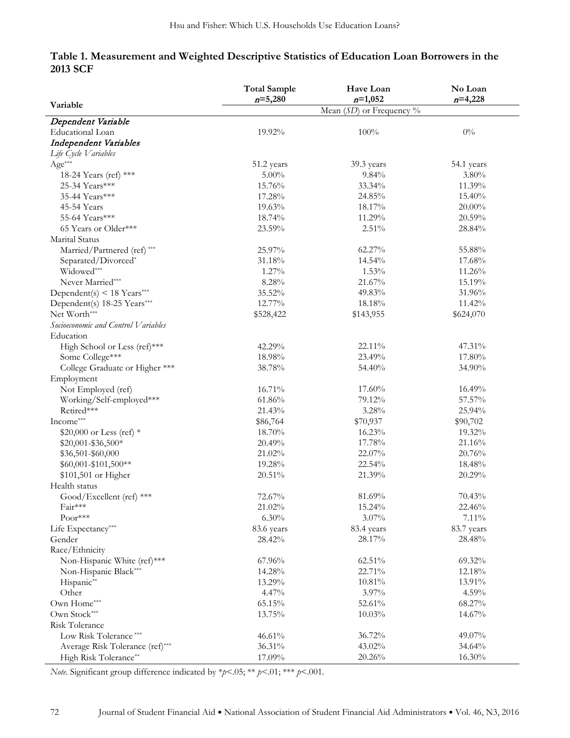**Table 1. Measurement and Weighted Descriptive Statistics of Education Loan Borrowers in the 2013 SCF**

| Variable | Total Sample $n$=5,280 | Have Loan $n$=1,052 | No Loan $n$=4,228 |
|---|---|---|---|
| | Mean ($SD$) or Frequency % | | |
| ***Dependent Variable*** | | | |
| Educational Loan | 19.92% | 100% | 0% |
| ***Independent Variables*** | | | |
| *Life Cycle Variables* | | | |
| Age*** | 51.2 years | 39.3 years | 54.1 years |
| 18-24 Years (ref) *** | 5.00% | 9.84% | 3.80% |
| 25-34 Years*** | 15.76% | 33.34% | 11.39% |
| 35-44 Years*** | 17.28% | 24.85% | 15.40% |
| 45-54 Years | 19.63% | 18.17% | 20.00% |
| 55-64 Years*** | 18.74% | 11.29% | 20.59% |
| 65 Years or Older*** | 23.59% | 2.51% | 28.84% |
| Marital Status | | | |
| Married/Partnered (ref) *** | 25.97% | 62.27% | 55.88% |
| Separated/Divorced* | 31.18% | 14.54% | 17.68% |
| Widowed*** | 1.27% | 1.53% | 11.26% |
| Never Married*** | 8.28% | 21.67% | 15.19% |
| Dependent(s) < 18 Years*** | 35.52% | 49.83% | 31.96% |
| Dependent(s) 18-25 Years*** | 12.77% | 18.18% | 11.42% |
| Net Worth*** | \$528,422 | \$143,955 | \$624,070 |
| *Socioeconomic and Control Variables* | | | |
| Education | | | |
| High School or Less (ref)*** | 42.29% | 22.11% | 47.31% |
| Some College*** | 18.98% | 23.49% | 17.80% |
| College Graduate or Higher *** | 38.78% | 54.40% | 34.90% |
| Employment | | | |
| Not Employed (ref) | 16.71% | 17.60% | 16.49% |
| Working/Self-employed*** | 61.86% | 79.12% | 57.57% |
| Retired*** | 21.43% | 3.28% | 25.94% |
| Income*** | \$86,764 | \$70,937 | \$90,702 |
| \$20,000 or Less (ref) * | 18.70% | 16.23% | 19.32% |
| \$20,001-\$36,500* | 20.49% | 17.78% | 21.16% |
| \$36,501-\$60,000 | 21.02% | 22.07% | 20.76% |
| \$60,001-\$101,500** | 19.28% | 22.54% | 18.48% |
| \$101,501 or Higher | 20.51% | 21.39% | 20.29% |
| Health status | | | |
| Good/Excellent (ref) *** | 72.67% | 81.69% | 70.43% |
| Fair*** | 21.02% | 15.24% | 22.46% |
| Poor*** | 6.30% | 3.07% | 7.11% |
| Life Expectancy*** | 83.6 years | 83.4 years | 83.7 years |
| Gender | 28.42% | 28.17% | 28.48% |
| Race/Ethnicity | | | |
| Non-Hispanic White (ref)*** | 67.96% | 62.51% | 69.32% |
| Non-Hispanic Black*** | 14.28% | 22.71% | 12.18% |
| Hispanic** | 13.29% | 10.81% | 13.91% |
| Other | 4.47% | 3.97% | 4.59% |
| Own Home*** | 65.15% | 52.61% | 68.27% |
| Own Stock*** | 13.75% | 10.03% | 14.67% |
| Risk Tolerance | | | |
| Low Risk Tolerance *** | 46.61% | 36.72% | 49.07% |
| Average Risk Tolerance (ref)*** | 36.31% | 43.02% | 34.64% |
| High Risk Tolerance** | 17.09% | 20.26% | 16.30% |

*Note*. Significant group difference indicated by *$p$<.05; ** $p$<.01; *** $p$<.001.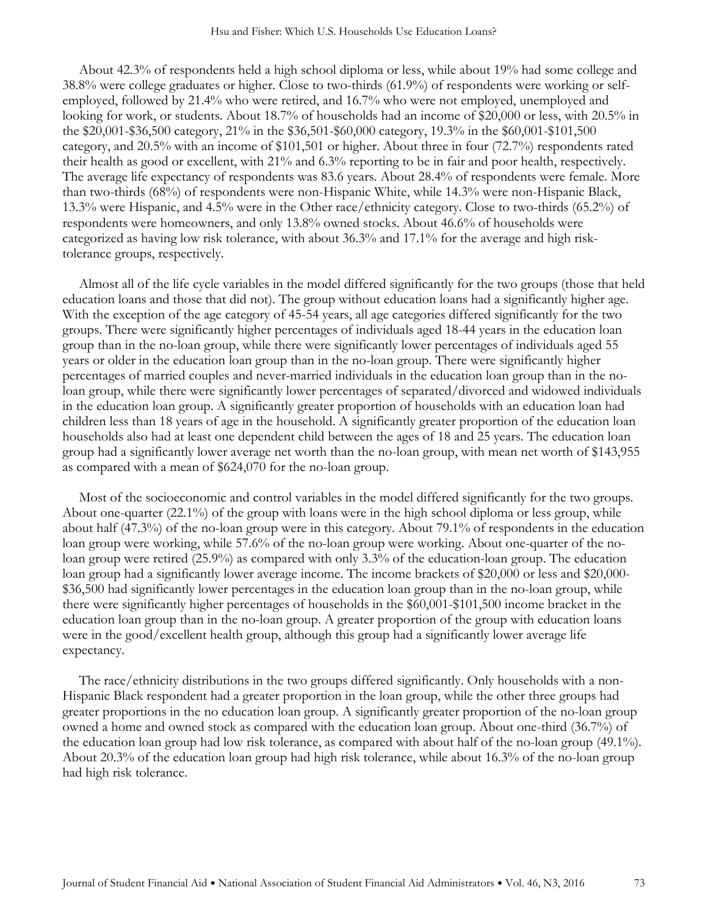About 42.3% of respondents held a high school diploma or less, while about 19% had some college and 38.8% were college graduates or higher. Close to two-thirds (61.9%) of respondents were working or self-employed, followed by 21.4% who were retired, and 16.7% who were not employed, unemployed and looking for work, or students. About 18.7% of households had an income of $20,000 or less, with 20.5% in the $20,001-$36,500 category, 21% in the $36,501-$60,000 category, 19.3% in the $60,001-$101,500 category, and 20.5% with an income of $101,501 or higher. About three in four (72.7%) respondents rated their health as good or excellent, with 21% and 6.3% reporting to be in fair and poor health, respectively. The average life expectancy of respondents was 83.6 years. About 28.4% of respondents were female. More than two-thirds (68%) of respondents were non-Hispanic White, while 14.3% were non-Hispanic Black, 13.3% were Hispanic, and 4.5% were in the Other race/ethnicity category. Close to two-thirds (65.2%) of respondents were homeowners, and only 13.8% owned stocks. About 46.6% of households were categorized as having low risk tolerance, with about 36.3% and 17.1% for the average and high risk-tolerance groups, respectively.

Almost all of the life cycle variables in the model differed significantly for the two groups (those that held education loans and those that did not). The group without education loans had a significantly higher age. With the exception of the age category of 45-54 years, all age categories differed significantly for the two groups. There were significantly higher percentages of individuals aged 18-44 years in the education loan group than in the no-loan group, while there were significantly lower percentages of individuals aged 55 years or older in the education loan group than in the no-loan group. There were significantly higher percentages of married couples and never-married individuals in the education loan group than in the no-loan group, while there were significantly lower percentages of separated/divorced and widowed individuals in the education loan group. A significantly greater proportion of households with an education loan had children less than 18 years of age in the household. A significantly greater proportion of the education loan households also had at least one dependent child between the ages of 18 and 25 years. The education loan group had a significantly lower average net worth than the no-loan group, with mean net worth of $143,955 as compared with a mean of $624,070 for the no-loan group.

Most of the socioeconomic and control variables in the model differed significantly for the two groups. About one-quarter (22.1%) of the group with loans were in the high school diploma or less group, while about half (47.3%) of the no-loan group were in this category. About 79.1% of respondents in the education loan group were working, while 57.6% of the no-loan group were working. About one-quarter of the no-loan group were retired (25.9%) as compared with only 3.3% of the education-loan group. The education loan group had a significantly lower average income. The income brackets of $20,000 or less and $20,000-$36,500 had significantly lower percentages in the education loan group than in the no-loan group, while there were significantly higher percentages of households in the $60,001-$101,500 income bracket in the education loan group than in the no-loan group. A greater proportion of the group with education loans were in the good/excellent health group, although this group had a significantly lower average life expectancy.

The race/ethnicity distributions in the two groups differed significantly. Only households with a non-Hispanic Black respondent had a greater proportion in the loan group, while the other three groups had greater proportions in the no education loan group. A significantly greater proportion of the no-loan group owned a home and owned stock as compared with the education loan group. About one-third (36.7%) of the education loan group had low risk tolerance, as compared with about half of the no-loan group (49.1%). About 20.3% of the education loan group had high risk tolerance, while about 16.3% of the no-loan group had high risk tolerance.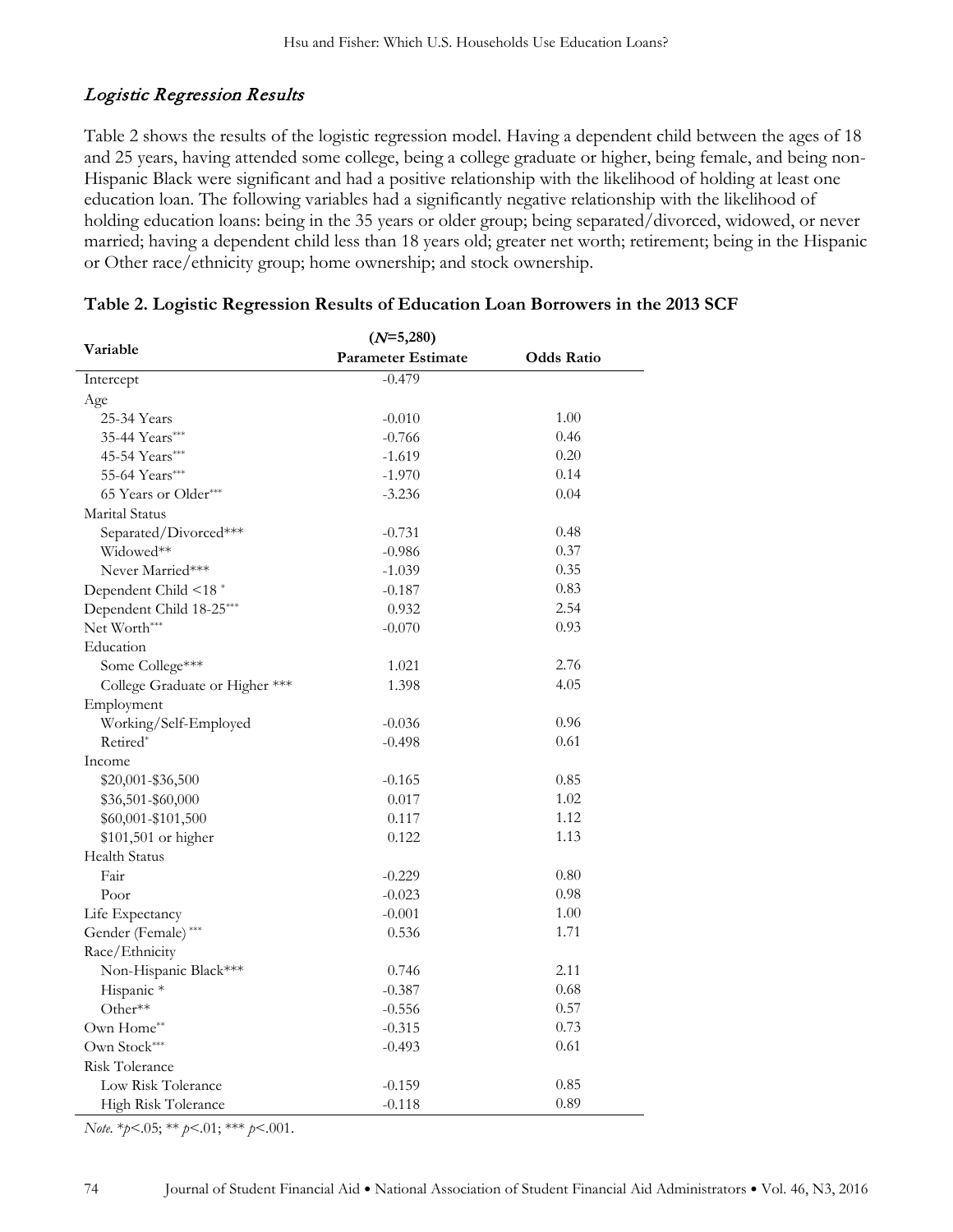### *Logistic Regression Results*

Table 2 shows the results of the logistic regression model. Having a dependent child between the ages of 18 and 25 years, having attended some college, being a college graduate or higher, being female, and being non-Hispanic Black were significant and had a positive relationship with the likelihood of holding at least one education loan. The following variables had a significantly negative relationship with the likelihood of holding education loans: being in the 35 years or older group; being separated/divorced, widowed, or never married; having a dependent child less than 18 years old; greater net worth; retirement; being in the Hispanic or Other race/ethnicity group; home ownership; and stock ownership.

**Table 2. Logistic Regression Results of Education Loan Borrowers in the 2013 SCF**

| Variable | (*N*=5,280) | |
|---|---|---|
| | **Parameter Estimate** | **Odds Ratio** |
| Intercept | -0.479 | |
| Age | | |
| 25-34 Years | -0.010 | 1.00 |
| 35-44 Years*** | -0.766 | 0.46 |
| 45-54 Years*** | -1.619 | 0.20 |
| 55-64 Years*** | -1.970 | 0.14 |
| 65 Years or Older*** | -3.236 | 0.04 |
| Marital Status | | |
| Separated/Divorced*** | -0.731 | 0.48 |
| Widowed** | -0.986 | 0.37 |
| Never Married*** | -1.039 | 0.35 |
| Dependent Child <18 * | -0.187 | 0.83 |
| Dependent Child 18-25*** | 0.932 | 2.54 |
| Net Worth*** | -0.070 | 0.93 |
| Education | | |
| Some College*** | 1.021 | 2.76 |
| College Graduate or Higher *** | 1.398 | 4.05 |
| Employment | | |
| Working/Self-Employed | -0.036 | 0.96 |
| Retired* | -0.498 | 0.61 |
| Income | | |
| $20,001-$36,500 | -0.165 | 0.85 |
| $36,501-$60,000 | 0.017 | 1.02 |
| $60,001-$101,500 | 0.117 | 1.12 |
| $101,501 or higher | 0.122 | 1.13 |
| Health Status | | |
| Fair | -0.229 | 0.80 |
| Poor | -0.023 | 0.98 |
| Life Expectancy | -0.001 | 1.00 |
| Gender (Female) *** | 0.536 | 1.71 |
| Race/Ethnicity | | |
| Non-Hispanic Black*** | 0.746 | 2.11 |
| Hispanic * | -0.387 | 0.68 |
| Other** | -0.556 | 0.57 |
| Own Home** | -0.315 | 0.73 |
| Own Stock*** | -0.493 | 0.61 |
| Risk Tolerance | | |
| Low Risk Tolerance | -0.159 | 0.85 |
| High Risk Tolerance | -0.118 | 0.89 |

*Note.* *$p<.05$; ** $p<.01$; *** $p<.001$.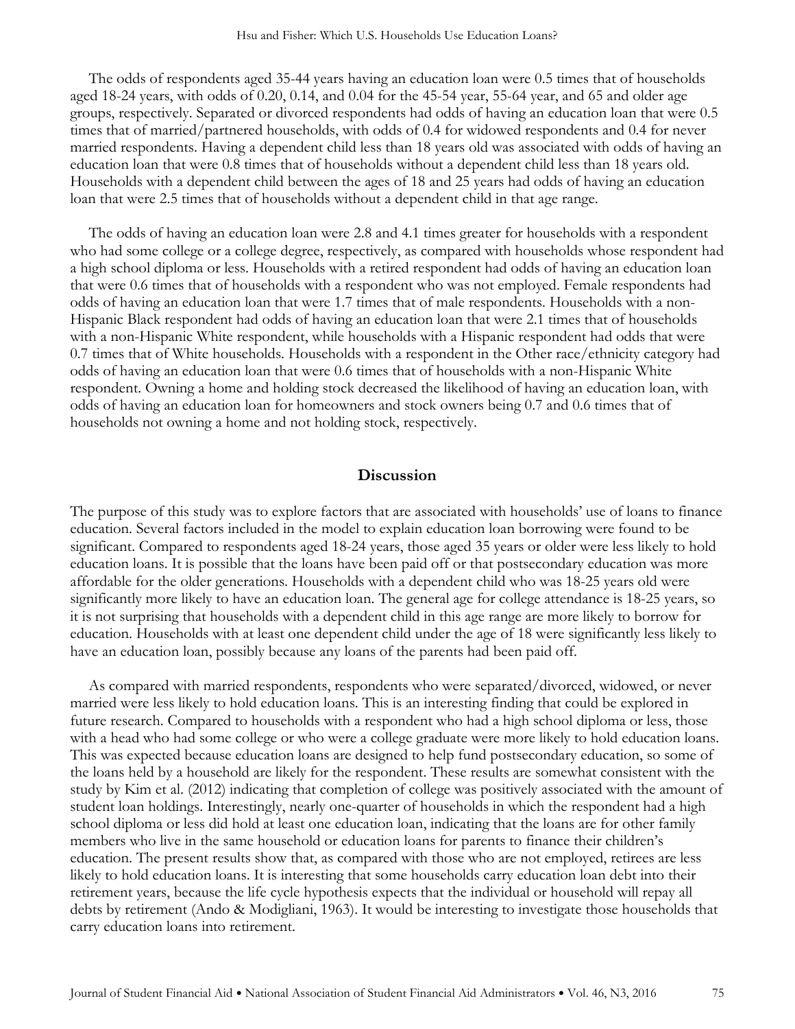The odds of respondents aged 35-44 years having an education loan were 0.5 times that of households aged 18-24 years, with odds of 0.20, 0.14, and 0.04 for the 45-54 year, 55-64 year, and 65 and older age groups, respectively. Separated or divorced respondents had odds of having an education loan that were 0.5 times that of married/partnered households, with odds of 0.4 for widowed respondents and 0.4 for never married respondents. Having a dependent child less than 18 years old was associated with odds of having an education loan that were 0.8 times that of households without a dependent child less than 18 years old. Households with a dependent child between the ages of 18 and 25 years had odds of having an education loan that were 2.5 times that of households without a dependent child in that age range.

The odds of having an education loan were 2.8 and 4.1 times greater for households with a respondent who had some college or a college degree, respectively, as compared with households whose respondent had a high school diploma or less. Households with a retired respondent had odds of having an education loan that were 0.6 times that of households with a respondent who was not employed. Female respondents had odds of having an education loan that were 1.7 times that of male respondents. Households with a non-Hispanic Black respondent had odds of having an education loan that were 2.1 times that of households with a non-Hispanic White respondent, while households with a Hispanic respondent had odds that were 0.7 times that of White households. Households with a respondent in the Other race/ethnicity category had odds of having an education loan that were 0.6 times that of households with a non-Hispanic White respondent. Owning a home and holding stock decreased the likelihood of having an education loan, with odds of having an education loan for homeowners and stock owners being 0.7 and 0.6 times that of households not owning a home and not holding stock, respectively.

## Discussion

The purpose of this study was to explore factors that are associated with households' use of loans to finance education. Several factors included in the model to explain education loan borrowing were found to be significant. Compared to respondents aged 18-24 years, those aged 35 years or older were less likely to hold education loans. It is possible that the loans have been paid off or that postsecondary education was more affordable for the older generations. Households with a dependent child who was 18-25 years old were significantly more likely to have an education loan. The general age for college attendance is 18-25 years, so it is not surprising that households with a dependent child in this age range are more likely to borrow for education. Households with at least one dependent child under the age of 18 were significantly less likely to have an education loan, possibly because any loans of the parents had been paid off.

As compared with married respondents, respondents who were separated/divorced, widowed, or never married were less likely to hold education loans. This is an interesting finding that could be explored in future research. Compared to households with a respondent who had a high school diploma or less, those with a head who had some college or who were a college graduate were more likely to hold education loans. This was expected because education loans are designed to help fund postsecondary education, so some of the loans held by a household are likely for the respondent. These results are somewhat consistent with the study by Kim et al. (2012) indicating that completion of college was positively associated with the amount of student loan holdings. Interestingly, nearly one-quarter of households in which the respondent had a high school diploma or less did hold at least one education loan, indicating that the loans are for other family members who live in the same household or education loans for parents to finance their children's education. The present results show that, as compared with those who are not employed, retirees are less likely to hold education loans. It is interesting that some households carry education loan debt into their retirement years, because the life cycle hypothesis expects that the individual or household will repay all debts by retirement (Ando & Modigliani, 1963). It would be interesting to investigate those households that carry education loans into retirement.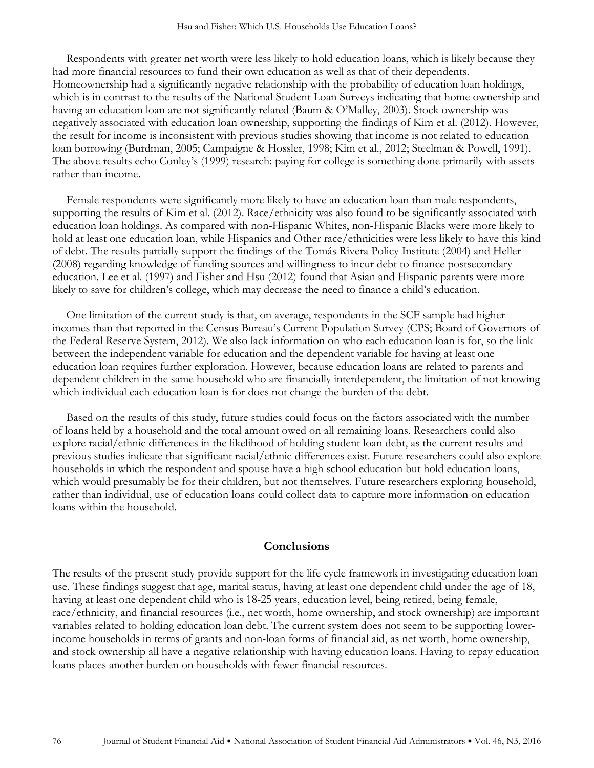Respondents with greater net worth were less likely to hold education loans, which is likely because they had more financial resources to fund their own education as well as that of their dependents. Homeownership had a significantly negative relationship with the probability of education loan holdings, which is in contrast to the results of the National Student Loan Surveys indicating that home ownership and having an education loan are not significantly related (Baum & O'Malley, 2003). Stock ownership was negatively associated with education loan ownership, supporting the findings of Kim et al. (2012). However, the result for income is inconsistent with previous studies showing that income is not related to education loan borrowing (Burdman, 2005; Campaigne & Hossler, 1998; Kim et al., 2012; Steelman & Powell, 1991). The above results echo Conley's (1999) research: paying for college is something done primarily with assets rather than income.

Female respondents were significantly more likely to have an education loan than male respondents, supporting the results of Kim et al. (2012). Race/ethnicity was also found to be significantly associated with education loan holdings. As compared with non-Hispanic Whites, non-Hispanic Blacks were more likely to hold at least one education loan, while Hispanics and Other race/ethnicities were less likely to have this kind of debt. The results partially support the findings of the Tomás Rivera Policy Institute (2004) and Heller (2008) regarding knowledge of funding sources and willingness to incur debt to finance postsecondary education. Lee et al. (1997) and Fisher and Hsu (2012) found that Asian and Hispanic parents were more likely to save for children's college, which may decrease the need to finance a child's education.

One limitation of the current study is that, on average, respondents in the SCF sample had higher incomes than that reported in the Census Bureau's Current Population Survey (CPS; Board of Governors of the Federal Reserve System, 2012). We also lack information on who each education loan is for, so the link between the independent variable for education and the dependent variable for having at least one education loan requires further exploration. However, because education loans are related to parents and dependent children in the same household who are financially interdependent, the limitation of not knowing which individual each education loan is for does not change the burden of the debt.

Based on the results of this study, future studies could focus on the factors associated with the number of loans held by a household and the total amount owed on all remaining loans. Researchers could also explore racial/ethnic differences in the likelihood of holding student loan debt, as the current results and previous studies indicate that significant racial/ethnic differences exist. Future researchers could also explore households in which the respondent and spouse have a high school education but hold education loans, which would presumably be for their children, but not themselves. Future researchers exploring household, rather than individual, use of education loans could collect data to capture more information on education loans within the household.

## Conclusions

The results of the present study provide support for the life cycle framework in investigating education loan use. These findings suggest that age, marital status, having at least one dependent child under the age of 18, having at least one dependent child who is 18-25 years, education level, being retired, being female, race/ethnicity, and financial resources (i.e., net worth, home ownership, and stock ownership) are important variables related to holding education loan debt. The current system does not seem to be supporting lower-income households in terms of grants and non-loan forms of financial aid, as net worth, home ownership, and stock ownership all have a negative relationship with having education loans. Having to repay education loans places another burden on households with fewer financial resources.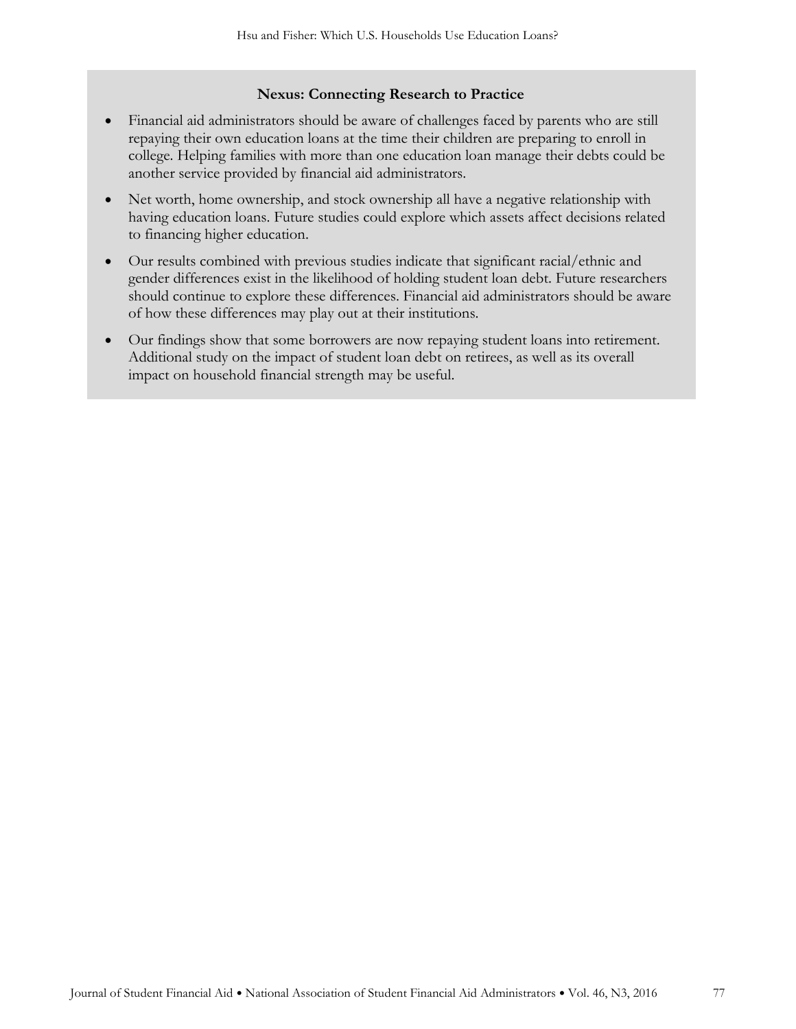**Nexus: Connecting Research to Practice**

- Financial aid administrators should be aware of challenges faced by parents who are still repaying their own education loans at the time their children are preparing to enroll in college. Helping families with more than one education loan manage their debts could be another service provided by financial aid administrators.
- Net worth, home ownership, and stock ownership all have a negative relationship with having education loans. Future studies could explore which assets affect decisions related to financing higher education.
- Our results combined with previous studies indicate that significant racial/ethnic and gender differences exist in the likelihood of holding student loan debt. Future researchers should continue to explore these differences. Financial aid administrators should be aware of how these differences may play out at their institutions.
- Our findings show that some borrowers are now repaying student loans into retirement. Additional study on the impact of student loan debt on retirees, as well as its overall impact on household financial strength may be useful.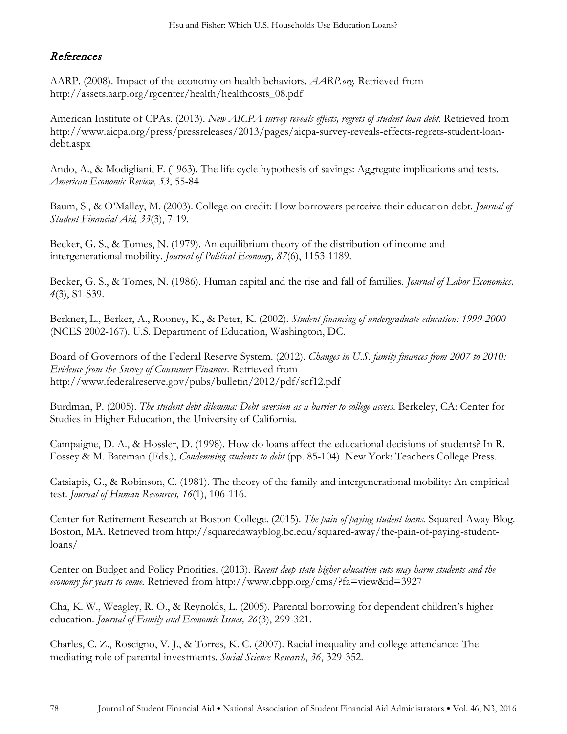## *References*

AARP. (2008). Impact of the economy on health behaviors. *AARP.org.* Retrieved from http://assets.aarp.org/rgcenter/health/healthcosts_08.pdf

American Institute of CPAs. (2013). *New AICPA survey reveals effects, regrets of student loan debt.* Retrieved from http://www.aicpa.org/press/pressreleases/2013/pages/aicpa-survey-reveals-effects-regrets-student-loan-debt.aspx

Ando, A., & Modigliani, F. (1963). The life cycle hypothesis of savings: Aggregate implications and tests. *American Economic Review, 53*, 55-84.

Baum, S., & O'Malley, M. (2003). College on credit: How borrowers perceive their education debt. *Journal of Student Financial Aid, 33*(3), 7-19.

Becker, G. S., & Tomes, N. (1979). An equilibrium theory of the distribution of income and intergenerational mobility. *Journal of Political Economy, 87*(6), 1153-1189.

Becker, G. S., & Tomes, N. (1986). Human capital and the rise and fall of families. *Journal of Labor Economics, 4*(3), S1-S39.

Berkner, L., Berker, A., Rooney, K., & Peter, K. (2002). *Student financing of undergraduate education: 1999-2000* (NCES 2002-167). U.S. Department of Education, Washington, DC.

Board of Governors of the Federal Reserve System. (2012). *Changes in U.S. family finances from 2007 to 2010: Evidence from the Survey of Consumer Finances.* Retrieved from http://www.federalreserve.gov/pubs/bulletin/2012/pdf/scf12.pdf

Burdman, P. (2005). *The student debt dilemma: Debt aversion as a barrier to college access*. Berkeley, CA: Center for Studies in Higher Education, the University of California.

Campaigne, D. A., & Hossler, D. (1998). How do loans affect the educational decisions of students? In R. Fossey & M. Bateman (Eds.), *Condemning students to debt* (pp. 85-104). New York: Teachers College Press.

Catsiapis, G., & Robinson, C. (1981). The theory of the family and intergenerational mobility: An empirical test. *Journal of Human Resources, 16*(1), 106-116.

Center for Retirement Research at Boston College. (2015). *The pain of paying student loans.* Squared Away Blog. Boston, MA. Retrieved from http://squaredawayblog.bc.edu/squared-away/the-pain-of-paying-student-loans/

Center on Budget and Policy Priorities. (2013). *Recent deep state higher education cuts may harm students and the economy for years to come.* Retrieved from http://www.cbpp.org/cms/?fa=view&id=3927

Cha, K. W., Weagley, R. O., & Reynolds, L. (2005). Parental borrowing for dependent children's higher education. *Journal of Family and Economic Issues, 26*(3), 299-321.

Charles, C. Z., Roscigno, V. J., & Torres, K. C. (2007). Racial inequality and college attendance: The mediating role of parental investments. *Social Science Research*, *36*, 329-352.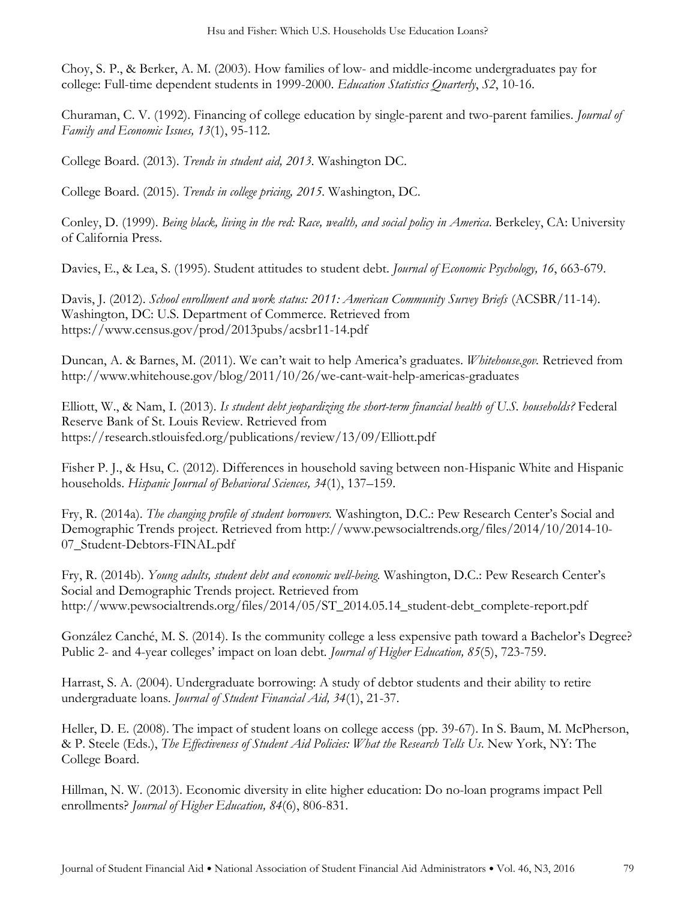Choy, S. P., & Berker, A. M. (2003). How families of low- and middle-income undergraduates pay for college: Full-time dependent students in 1999-2000. *Education Statistics Quarterly*, *S2*, 10-16.

Churaman, C. V. (1992). Financing of college education by single-parent and two-parent families. *Journal of Family and Economic Issues, 13*(1), 95-112.

College Board. (2013). *Trends in student aid, 2013*. Washington DC.

College Board. (2015). *Trends in college pricing, 2015*. Washington, DC.

Conley, D. (1999). *Being black, living in the red: Race, wealth, and social policy in America*. Berkeley, CA: University of California Press.

Davies, E., & Lea, S. (1995). Student attitudes to student debt. *Journal of Economic Psychology, 16*, 663-679.

Davis, J. (2012). *School enrollment and work status: 2011: American Community Survey Briefs* (ACSBR/11-14). Washington, DC: U.S. Department of Commerce. Retrieved from https://www.census.gov/prod/2013pubs/acsbr11-14.pdf

Duncan, A. & Barnes, M. (2011). We can't wait to help America's graduates. *Whitehouse.gov.* Retrieved from http://www.whitehouse.gov/blog/2011/10/26/we-cant-wait-help-americas-graduates

Elliott, W., & Nam, I. (2013). *Is student debt jeopardizing the short-term financial health of U.S. households?* Federal Reserve Bank of St. Louis Review. Retrieved from https://research.stlouisfed.org/publications/review/13/09/Elliott.pdf

Fisher P. J., & Hsu, C. (2012). Differences in household saving between non-Hispanic White and Hispanic households. *Hispanic Journal of Behavioral Sciences, 34*(1), 137–159.

Fry, R. (2014a). *The changing profile of student borrowers.* Washington, D.C.: Pew Research Center's Social and Demographic Trends project. Retrieved from http://www.pewsocialtrends.org/files/2014/10/2014-10-07_Student-Debtors-FINAL.pdf

Fry, R. (2014b). *Young adults, student debt and economic well-being.* Washington, D.C.: Pew Research Center's Social and Demographic Trends project. Retrieved from http://www.pewsocialtrends.org/files/2014/05/ST_2014.05.14_student-debt_complete-report.pdf

González Canché, M. S. (2014). Is the community college a less expensive path toward a Bachelor's Degree? Public 2- and 4-year colleges' impact on loan debt. *Journal of Higher Education, 85*(5), 723-759.

Harrast, S. A. (2004). Undergraduate borrowing: A study of debtor students and their ability to retire undergraduate loans. *Journal of Student Financial Aid, 34*(1), 21-37.

Heller, D. E. (2008). The impact of student loans on college access (pp. 39-67). In S. Baum, M. McPherson, & P. Steele (Eds.), *The Effectiveness of Student Aid Policies: What the Research Tells Us*. New York, NY: The College Board.

Hillman, N. W. (2013). Economic diversity in elite higher education: Do no-loan programs impact Pell enrollments? *Journal of Higher Education, 84*(6), 806-831.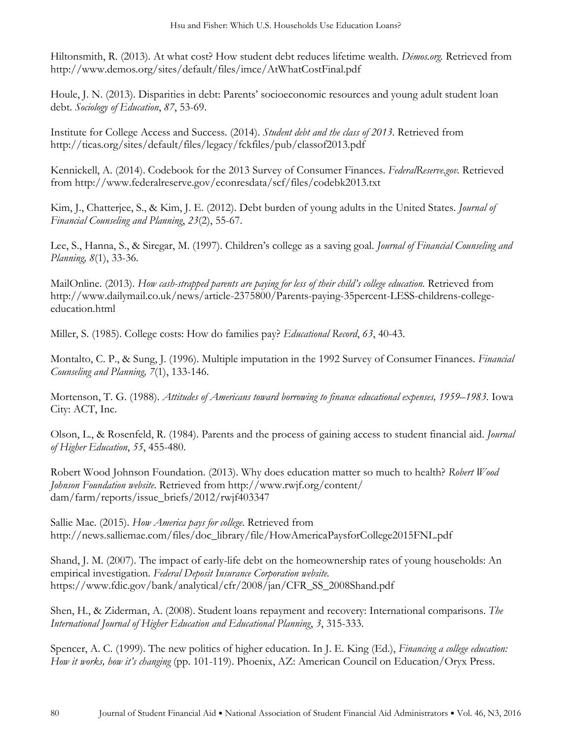Hiltonsmith, R. (2013). At what cost? How student debt reduces lifetime wealth. *Dēmos.org*. Retrieved from http://www.demos.org/sites/default/files/imce/AtWhatCostFinal.pdf

Houle, J. N. (2013). Disparities in debt: Parents' socioeconomic resources and young adult student loan debt. *Sociology of Education*, *87*, 53-69.

Institute for College Access and Success. (2014). *Student debt and the class of 2013*. Retrieved from http://ticas.org/sites/default/files/legacy/fckfiles/pub/classof2013.pdf

Kennickell, A. (2014). Codebook for the 2013 Survey of Consumer Finances. *FederalReserve.gov*. Retrieved from http://www.federalreserve.gov/econresdata/scf/files/codebk2013.txt

Kim, J., Chatterjee, S., & Kim, J. E. (2012). Debt burden of young adults in the United States. *Journal of Financial Counseling and Planning*, *23*(2), 55-67.

Lee, S., Hanna, S., & Siregar, M. (1997). Children's college as a saving goal. *Journal of Financial Counseling and Planning, 8*(1), 33-36.

MailOnline. (2013). *How cash-strapped parents are paying for less of their child's college education.* Retrieved from http://www.dailymail.co.uk/news/article-2375800/Parents-paying-35percent-LESS-childrens-college-education.html

Miller, S. (1985). College costs: How do families pay? *Educational Record*, *63*, 40-43.

Montalto, C. P., & Sung, J. (1996). Multiple imputation in the 1992 Survey of Consumer Finances. *Financial Counseling and Planning, 7*(1), 133-146.

Mortenson, T. G. (1988). *Attitudes of Americans toward borrowing to finance educational expenses, 1959–1983*. Iowa City: ACT, Inc.

Olson, L., & Rosenfeld, R. (1984). Parents and the process of gaining access to student financial aid. *Journal of Higher Education*, *55*, 455-480.

Robert Wood Johnson Foundation. (2013). Why does education matter so much to health? *Robert Wood Johnson Foundation website*. Retrieved from http://www.rwjf.org/content/dam/farm/reports/issue_briefs/2012/rwjf403347

Sallie Mae. (2015). *How America pays for college*. Retrieved from http://news.salliemae.com/files/doc_library/file/HowAmericaPaysforCollege2015FNL.pdf

Shand, J. M. (2007). The impact of early-life debt on the homeownership rates of young households: An empirical investigation. *Federal Deposit Insurance Corporation website*. https://www.fdic.gov/bank/analytical/cfr/2008/jan/CFR_SS_2008Shand.pdf

Shen, H., & Ziderman, A. (2008). Student loans repayment and recovery: International comparisons. *The International Journal of Higher Education and Educational Planning*, *3*, 315-333.

Spencer, A. C. (1999). The new politics of higher education. In J. E. King (Ed.), *Financing a college education: How it works, how it's changing* (pp. 101-119). Phoenix, AZ: American Council on Education/Oryx Press.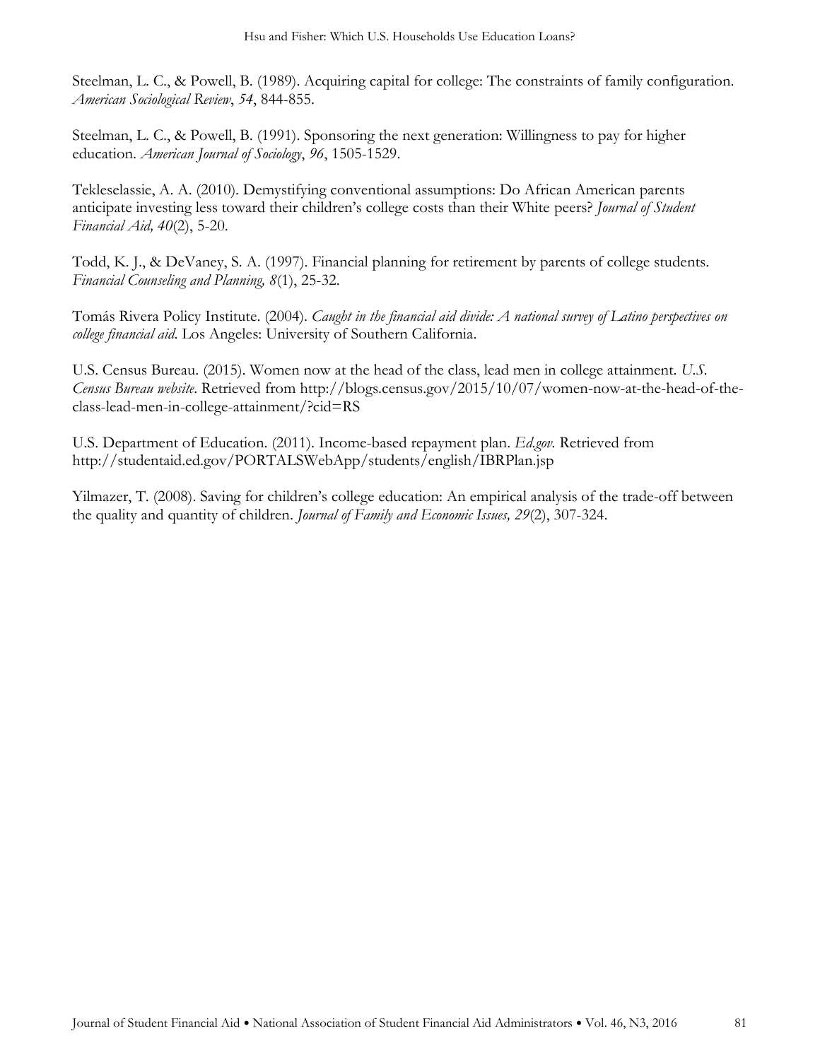Steelman, L. C., & Powell, B. (1989). Acquiring capital for college: The constraints of family configuration. *American Sociological Review*, *54*, 844-855.

Steelman, L. C., & Powell, B. (1991). Sponsoring the next generation: Willingness to pay for higher education. *American Journal of Sociology*, *96*, 1505-1529.

Tekleselassie, A. A. (2010). Demystifying conventional assumptions: Do African American parents anticipate investing less toward their children's college costs than their White peers? *Journal of Student Financial Aid, 40*(2), 5-20.

Todd, K. J., & DeVaney, S. A. (1997). Financial planning for retirement by parents of college students. *Financial Counseling and Planning, 8*(1), 25-32.

Tomás Rivera Policy Institute. (2004). *Caught in the financial aid divide: A national survey of Latino perspectives on college financial aid.* Los Angeles: University of Southern California.

U.S. Census Bureau. (2015). Women now at the head of the class, lead men in college attainment. *U.S. Census Bureau website*. Retrieved from http://blogs.census.gov/2015/10/07/women-now-at-the-head-of-the-class-lead-men-in-college-attainment/?cid=RS

U.S. Department of Education. (2011). Income-based repayment plan. *Ed.gov.* Retrieved from http://studentaid.ed.gov/PORTALSWebApp/students/english/IBRPlan.jsp

Yilmazer, T. (2008). Saving for children's college education: An empirical analysis of the trade-off between the quality and quantity of children. *Journal of Family and Economic Issues, 29*(2), 307-324.